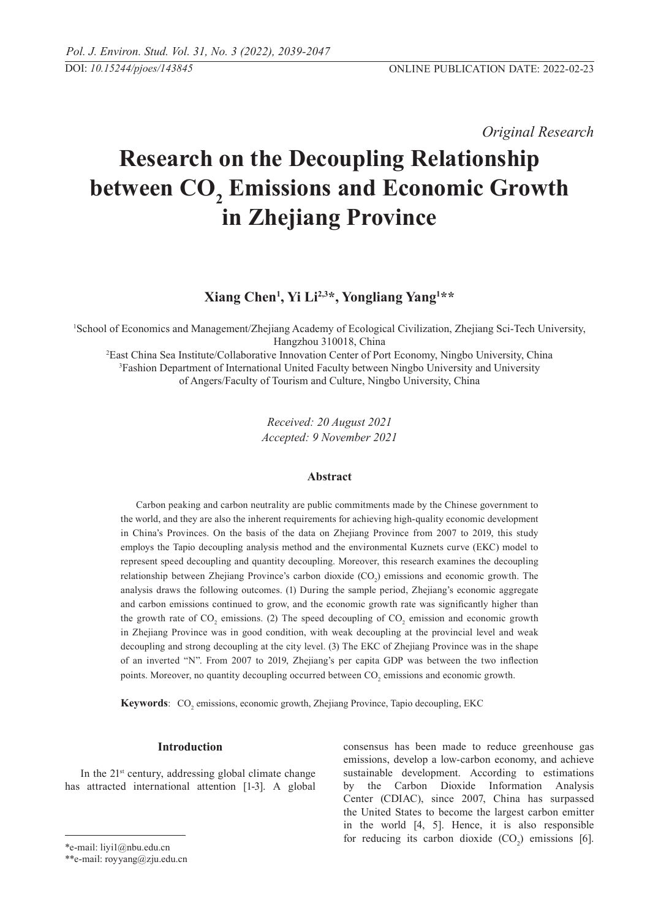*Original Research*

# Research on the Decoupling Relationship between $CO_2$ Emissions and Economic Growth in Zhejiang Province

**Xiang Chen[1], Yi Li[2,3]*, Yongliang Yang[1]****

[1]School of Economics and Management/Zhejiang Academy of Ecological Civilization, Zhejiang Sci-Tech University, Hangzhou 310018, China

[2]East China Sea Institute/Collaborative Innovation Center of Port Economy, Ningbo University, China

[3]Fashion Department of International United Faculty between Ningbo University and University of Angers/Faculty of Tourism and Culture, Ningbo University, China

*Received: 20 August 2021*
*Accepted: 9 November 2021*

### Abstract

Carbon peaking and carbon neutrality are public commitments made by the Chinese government to the world, and they are also the inherent requirements for achieving high-quality economic development in China's Provinces. On the basis of the data on Zhejiang Province from 2007 to 2019, this study employs the Tapio decoupling analysis method and the environmental Kuznets curve (EKC) model to represent speed decoupling and quantity decoupling. Moreover, this research examines the decoupling relationship between Zhejiang Province's carbon dioxide ($CO_2$) emissions and economic growth. The analysis draws the following outcomes. (1) During the sample period, Zhejiang's economic aggregate and carbon emissions continued to grow, and the economic growth rate was significantly higher than the growth rate of $CO_2$ emissions. (2) The speed decoupling of $CO_2$ emission and economic growth in Zhejiang Province was in good condition, with weak decoupling at the provincial level and weak decoupling and strong decoupling at the city level. (3) The EKC of Zhejiang Province was in the shape of an inverted "N". From 2007 to 2019, Zhejiang's per capita GDP was between the two inflection points. Moreover, no quantity decoupling occurred between $CO_2$ emissions and economic growth.

**Keywords**: $CO_2$ emissions, economic growth, Zhejiang Province, Tapio decoupling, EKC

### Introduction

In the 21st century, addressing global climate change has attracted international attention [1-3]. A global consensus has been made to reduce greenhouse gas emissions, develop a low-carbon economy, and achieve sustainable development. According to estimations by the Carbon Dioxide Information Analysis Center (CDIAC), since 2007, China has surpassed the United States to become the largest carbon emitter in the world [4, 5]. Hence, it is also responsible for reducing its carbon dioxide ($CO_2$) emissions [6].

*e-mail: liyi1@nbu.edu.cn

**e-mail: royyang@zju.edu.cn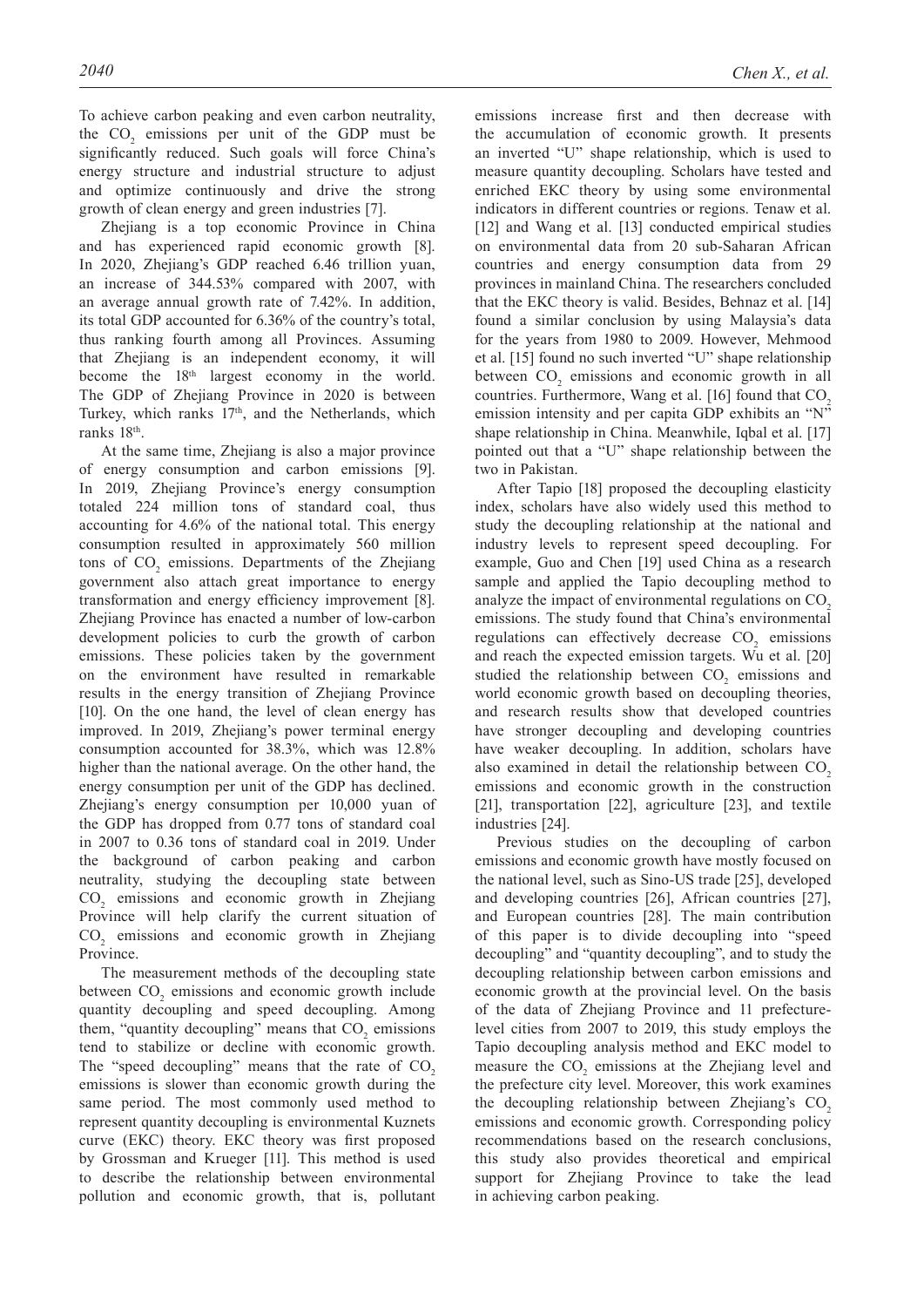To achieve carbon peaking and even carbon neutrality, the $CO_2$ emissions per unit of the GDP must be significantly reduced. Such goals will force China's energy structure and industrial structure to adjust and optimize continuously and drive the strong growth of clean energy and green industries [7].

Zhejiang is a top economic Province in China and has experienced rapid economic growth [8]. In 2020, Zhejiang's GDP reached 6.46 trillion yuan, an increase of 344.53% compared with 2007, with an average annual growth rate of 7.42%. In addition, its total GDP accounted for 6.36% of the country's total, thus ranking fourth among all Provinces. Assuming that Zhejiang is an independent economy, it will become the 18th largest economy in the world. The GDP of Zhejiang Province in 2020 is between Turkey, which ranks 17th, and the Netherlands, which ranks 18th.

At the same time, Zhejiang is also a major province of energy consumption and carbon emissions [9]. In 2019, Zhejiang Province's energy consumption totaled 224 million tons of standard coal, thus accounting for 4.6% of the national total. This energy consumption resulted in approximately 560 million tons of $CO_2$ emissions. Departments of the Zhejiang government also attach great importance to energy transformation and energy efficiency improvement [8]. Zhejiang Province has enacted a number of low-carbon development policies to curb the growth of carbon emissions. These policies taken by the government on the environment have resulted in remarkable results in the energy transition of Zhejiang Province [10]. On the one hand, the level of clean energy has improved. In 2019, Zhejiang's power terminal energy consumption accounted for 38.3%, which was 12.8% higher than the national average. On the other hand, the energy consumption per unit of the GDP has declined. Zhejiang's energy consumption per 10,000 yuan of the GDP has dropped from 0.77 tons of standard coal in 2007 to 0.36 tons of standard coal in 2019. Under the background of carbon peaking and carbon neutrality, studying the decoupling state between $CO_2$ emissions and economic growth in Zhejiang Province will help clarify the current situation of $CO_2$ emissions and economic growth in Zhejiang Province.

The measurement methods of the decoupling state between $CO_2$ emissions and economic growth include quantity decoupling and speed decoupling. Among them, "quantity decoupling" means that $CO_2$ emissions tend to stabilize or decline with economic growth. The "speed decoupling" means that the rate of $CO_2$ emissions is slower than economic growth during the same period. The most commonly used method to represent quantity decoupling is environmental Kuznets curve (EKC) theory. EKC theory was first proposed by Grossman and Krueger [11]. This method is used to describe the relationship between environmental pollution and economic growth, that is, pollutant emissions increase first and then decrease with the accumulation of economic growth. It presents an inverted "U" shape relationship, which is used to measure quantity decoupling. Scholars have tested and enriched EKC theory by using some environmental indicators in different countries or regions. Tenaw et al. [12] and Wang et al. [13] conducted empirical studies on environmental data from 20 sub-Saharan African countries and energy consumption data from 29 provinces in mainland China. The researchers concluded that the EKC theory is valid. Besides, Behnaz et al. [14] found a similar conclusion by using Malaysia's data for the years from 1980 to 2009. However, Mehmood et al. [15] found no such inverted "U" shape relationship between $CO_2$ emissions and economic growth in all countries. Furthermore, Wang et al. [16] found that $CO_2$ emission intensity and per capita GDP exhibits an "N" shape relationship in China. Meanwhile, Iqbal et al. [17] pointed out that a "U" shape relationship between the two in Pakistan.

After Tapio [18] proposed the decoupling elasticity index, scholars have also widely used this method to study the decoupling relationship at the national and industry levels to represent speed decoupling. For example, Guo and Chen [19] used China as a research sample and applied the Tapio decoupling method to analyze the impact of environmental regulations on $CO_2$ emissions. The study found that China's environmental regulations can effectively decrease $CO_2$ emissions and reach the expected emission targets. Wu et al. [20] studied the relationship between $CO_2$ emissions and world economic growth based on decoupling theories, and research results show that developed countries have stronger decoupling and developing countries have weaker decoupling. In addition, scholars have also examined in detail the relationship between $CO_2$ emissions and economic growth in the construction [21], transportation [22], agriculture [23], and textile industries [24].

Previous studies on the decoupling of carbon emissions and economic growth have mostly focused on the national level, such as Sino-US trade [25], developed and developing countries [26], African countries [27], and European countries [28]. The main contribution of this paper is to divide decoupling into "speed decoupling" and "quantity decoupling", and to study the decoupling relationship between carbon emissions and economic growth at the provincial level. On the basis of the data of Zhejiang Province and 11 prefecture-level cities from 2007 to 2019, this study employs the Tapio decoupling analysis method and EKC model to measure the $CO_2$ emissions at the Zhejiang level and the prefecture city level. Moreover, this work examines the decoupling relationship between Zhejiang's $CO_2$ emissions and economic growth. Corresponding policy recommendations based on the research conclusions, this study also provides theoretical and empirical support for Zhejiang Province to take the lead in achieving carbon peaking.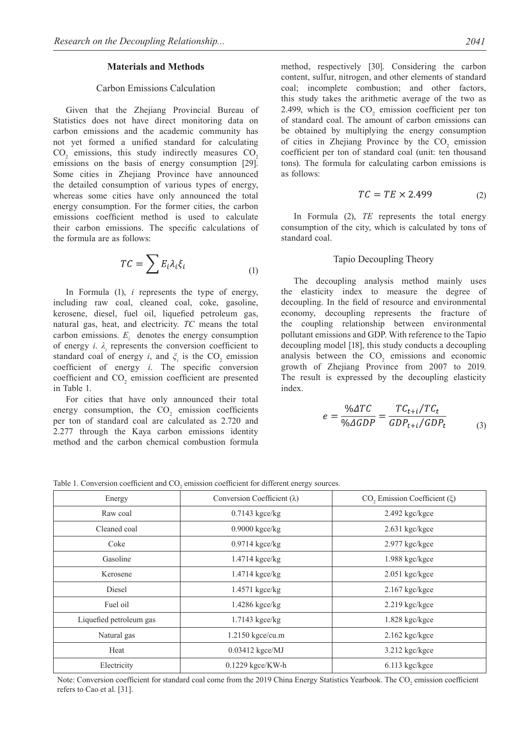## Materials and Methods

### Carbon Emissions Calculation

Given that the Zhejiang Provincial Bureau of Statistics does not have direct monitoring data on carbon emissions and the academic community has not yet formed a unified standard for calculating $CO_2$ emissions, this study indirectly measures $CO_2$ emissions on the basis of energy consumption [29]. Some cities in Zhejiang Province have announced the detailed consumption of various types of energy, whereas some cities have only announced the total energy consumption. For the former cities, the carbon emissions coefficient method is used to calculate their carbon emissions. The specific calculations of the formula are as follows:

$$TC = \sum E_i \lambda_i \xi_i \tag{1}$$

In Formula (1), $i$ represents the type of energy, including raw coal, cleaned coal, coke, gasoline, kerosene, diesel, fuel oil, liquefied petroleum gas, natural gas, heat, and electricity. $TC$ means the total carbon emissions. $E_i$ denotes the energy consumption of energy $i$. $\lambda_i$ represents the conversion coefficient to standard coal of energy $i$, and $\xi_i$ is the $CO_2$ emission coefficient of energy $i$. The specific conversion coefficient and $CO_2$ emission coefficient are presented in Table 1.

For cities that have only announced their total energy consumption, the $CO_2$ emission coefficients per ton of standard coal are calculated as 2.720 and 2.277 through the Kaya carbon emissions identity method and the carbon chemical combustion formula method, respectively [30]. Considering the carbon content, sulfur, nitrogen, and other elements of standard coal; incomplete combustion; and other factors, this study takes the arithmetic average of the two as 2.499, which is the $CO_2$ emission coefficient per ton of standard coal. The amount of carbon emissions can be obtained by multiplying the energy consumption of cities in Zhejiang Province by the $CO_2$ emission coefficient per ton of standard coal (unit: ten thousand tons). The formula for calculating carbon emissions is as follows:

$$TC = TE \times 2.499 \tag{2}$$

In Formula (2), $TE$ represents the total energy consumption of the city, which is calculated by tons of standard coal.

### Tapio Decoupling Theory

The decoupling analysis method mainly uses the elasticity index to measure the degree of decoupling. In the field of resource and environmental economy, decoupling represents the fracture of the coupling relationship between environmental pollutant emissions and GDP. With reference to the Tapio decoupling model [18], this study conducts a decoupling analysis between the $CO_2$ emissions and economic growth of Zhejiang Province from 2007 to 2019. The result is expressed by the decoupling elasticity index.

$$e = \frac{\%\Delta TC}{\%\Delta GDP} = \frac{TC_{t+i}/TC_t}{GDP_{t+i}/GDP_t} \tag{3}$$

Table 1. Conversion coefficient and $CO_2$ emission coefficient for different energy sources.

| Energy | Conversion Coefficient (λ) | $CO_2$ Emission Coefficient (ξ) |
|---|---|---|
| Raw coal | 0.7143 kgce/kg | 2.492 kgc/kgce |
| Cleaned coal | 0.9000 kgce/kg | 2.631 kgc/kgce |
| Coke | 0.9714 kgce/kg | 2.977 kgc/kgce |
| Gasoline | 1.4714 kgce/kg | 1.988 kgc/kgce |
| Kerosene | 1.4714 kgce/kg | 2.051 kgc/kgce |
| Diesel | 1.4571 kgce/kg | 2.167 kgc/kgce |
| Fuel oil | 1.4286 kgce/kg | 2.219 kgc/kgce |
| Liquefied petroleum gas | 1.7143 kgce/kg | 1.828 kgc/kgce |
| Natural gas | 1.2150 kgce/cu.m | 2.162 kgc/kgce |
| Heat | 0.03412 kgce/MJ | 3.212 kgc/kgce |
| Electricity | 0.1229 kgce/KW-h | 6.113 kgc/kgce |

Note: Conversion coefficient for standard coal come from the 2019 China Energy Statistics Yearbook. The $CO_2$ emission coefficient refers to Cao et al. [31].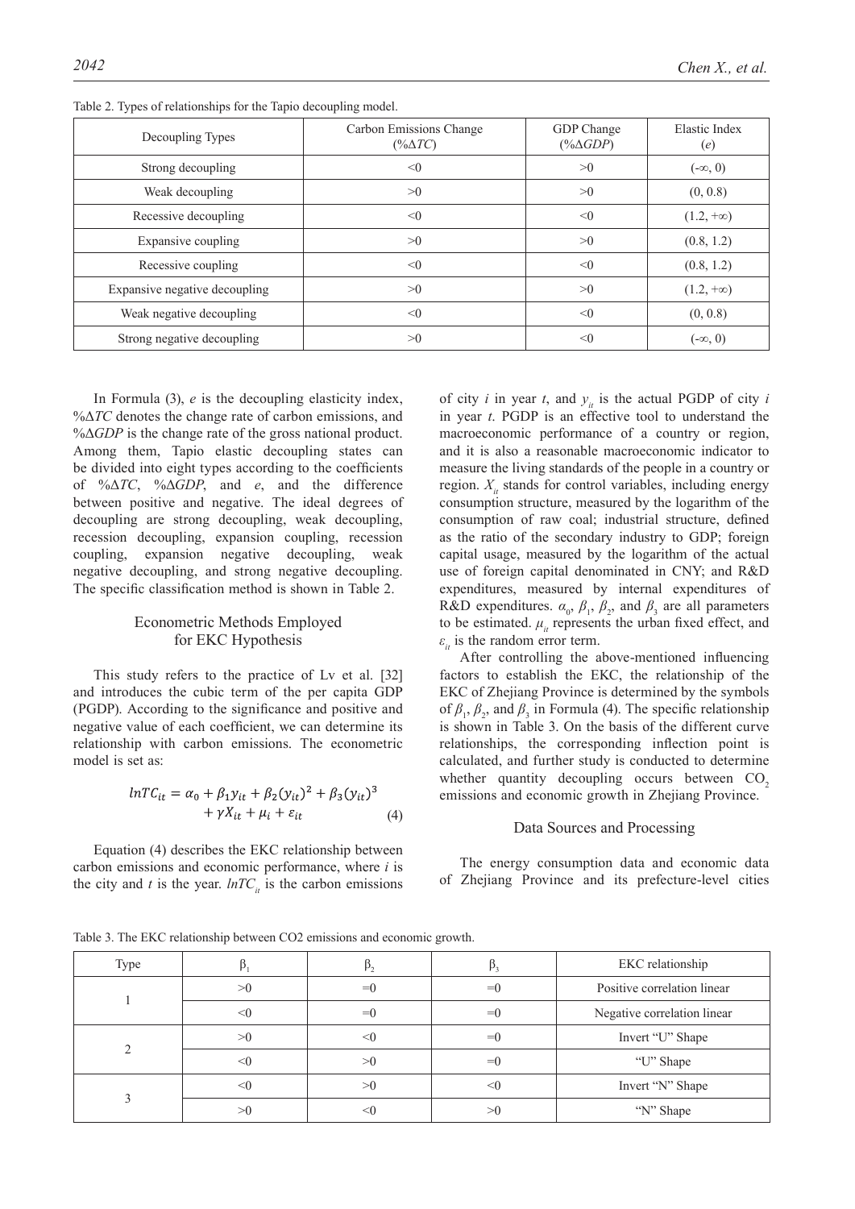Table 2. Types of relationships for the Tapio decoupling model.

| Decoupling Types | Carbon Emissions Change (%$\Delta TC$) | GDP Change (%$\Delta GDP$) | Elastic Index ($e$) |
|---|---|---|---|
| Strong decoupling | <0 | >0 | (-∞, 0) |
| Weak decoupling | >0 | >0 | (0, 0.8) |
| Recessive decoupling | <0 | <0 | (1.2, +∞) |
| Expansive coupling | >0 | >0 | (0.8, 1.2) |
| Recessive coupling | <0 | <0 | (0.8, 1.2) |
| Expansive negative decoupling | >0 | >0 | (1.2, +∞) |
| Weak negative decoupling | <0 | <0 | (0, 0.8) |
| Strong negative decoupling | >0 | <0 | (-∞, 0) |

In Formula (3), $e$ is the decoupling elasticity index, %$\Delta TC$ denotes the change rate of carbon emissions, and %$\Delta GDP$ is the change rate of the gross national product. Among them, Tapio elastic decoupling states can be divided into eight types according to the coefficients of %$\Delta TC$, %$\Delta GDP$, and $e$, and the difference between positive and negative. The ideal degrees of decoupling are strong decoupling, weak decoupling, recession decoupling, expansion coupling, recession coupling, expansion negative decoupling, weak negative decoupling, and strong negative decoupling. The specific classification method is shown in Table 2.

## Econometric Methods Employed for EKC Hypothesis

This study refers to the practice of Lv et al. [32] and introduces the cubic term of the per capita GDP (PGDP). According to the significance and positive and negative value of each coefficient, we can determine its relationship with carbon emissions. The econometric model is set as:

$$lnTC_{it} = \alpha_0 + \beta_1 y_{it} + \beta_2 (y_{it})^2 + \beta_3 (y_{it})^3 + \gamma X_{it} + \mu_i + \varepsilon_{it} \quad (4)$$

Equation (4) describes the EKC relationship between carbon emissions and economic performance, where $i$ is the city and $t$ is the year. $lnTC_{it}$ is the carbon emissions of city $i$ in year $t$, and $y_{it}$ is the actual PGDP of city $i$ in year $t$. PGDP is an effective tool to understand the macroeconomic performance of a country or region, and it is also a reasonable macroeconomic indicator to measure the living standards of the people in a country or region. $X_{it}$ stands for control variables, including energy consumption structure, measured by the logarithm of the consumption of raw coal; industrial structure, defined as the ratio of the secondary industry to GDP; foreign capital usage, measured by the logarithm of the actual use of foreign capital denominated in CNY; and R&D expenditures, measured by internal expenditures of R&D expenditures. $\alpha_0$, $\beta_1$, $\beta_2$, and $\beta_3$ are all parameters to be estimated. $\mu_{it}$ represents the urban fixed effect, and $\varepsilon_{it}$ is the random error term.

After controlling the above-mentioned influencing factors to establish the EKC, the relationship of the EKC of Zhejiang Province is determined by the symbols of $\beta_1$, $\beta_2$, and $\beta_3$ in Formula (4). The specific relationship is shown in Table 3. On the basis of the different curve relationships, the corresponding inflection point is calculated, and further study is conducted to determine whether quantity decoupling occurs between $CO_2$ emissions and economic growth in Zhejiang Province.

## Data Sources and Processing

The energy consumption data and economic data of Zhejiang Province and its prefecture-level cities

Table 3. The EKC relationship between CO2 emissions and economic growth.

| Type | $\beta_1$ | $\beta_2$ | $\beta_3$ | EKC relationship |
|---|---|---|---|---|
| 1 | >0 | =0 | =0 | Positive correlation linear |
| | <0 | =0 | =0 | Negative correlation linear |
| 2 | >0 | <0 | =0 | Invert "U" Shape |
| | <0 | >0 | =0 | "U" Shape |
| 3 | <0 | >0 | <0 | Invert "N" Shape |
| | >0 | <0 | >0 | "N" Shape |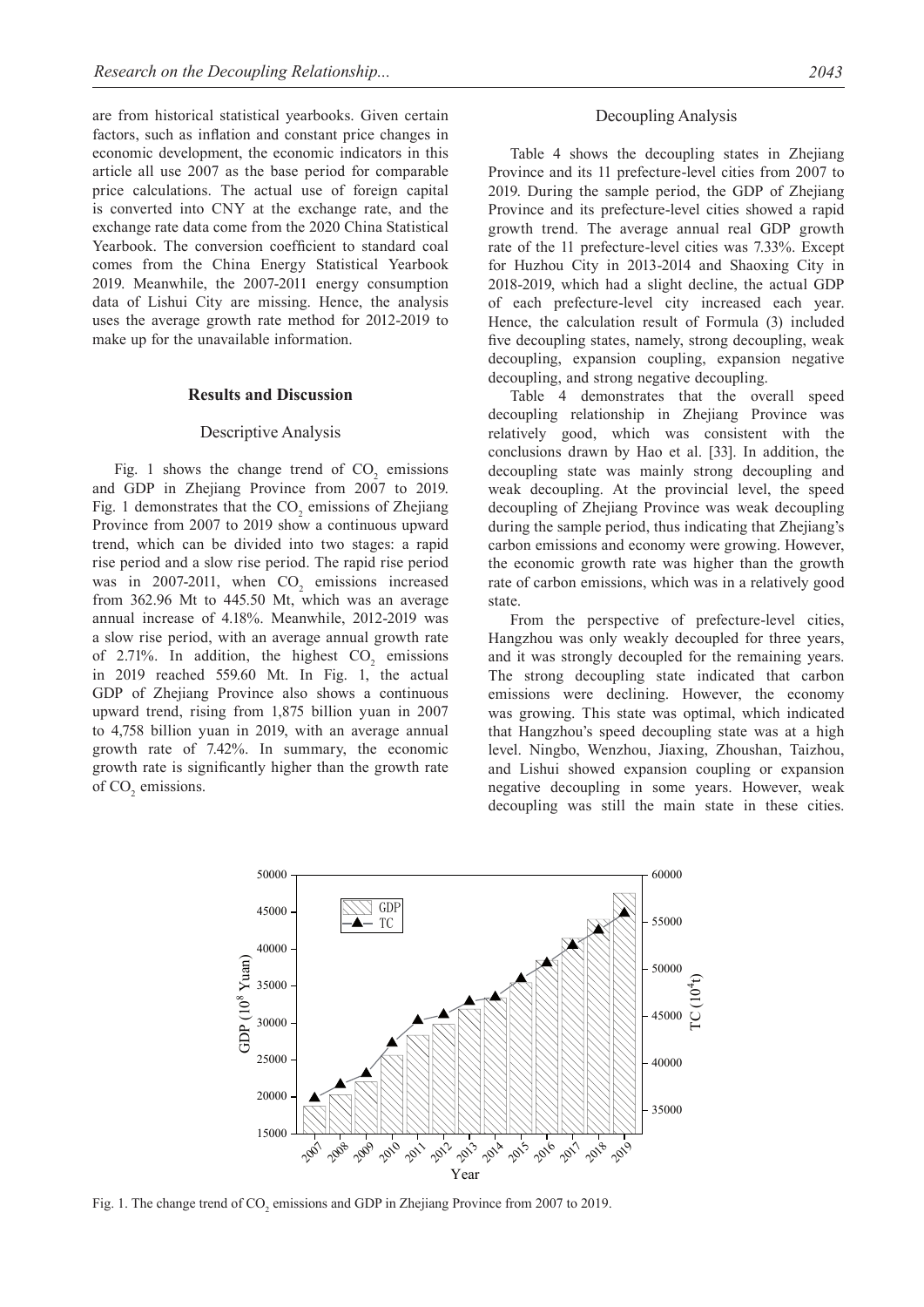are from historical statistical yearbooks. Given certain factors, such as inflation and constant price changes in economic development, the economic indicators in this article all use 2007 as the base period for comparable price calculations. The actual use of foreign capital is converted into CNY at the exchange rate, and the exchange rate data come from the 2020 China Statistical Yearbook. The conversion coefficient to standard coal comes from the China Energy Statistical Yearbook 2019. Meanwhile, the 2007-2011 energy consumption data of Lishui City are missing. Hence, the analysis uses the average growth rate method for 2012-2019 to make up for the unavailable information.

## Results and Discussion

### Descriptive Analysis

Fig. 1 shows the change trend of $CO_2$ emissions and GDP in Zhejiang Province from 2007 to 2019. Fig. 1 demonstrates that the $CO_2$ emissions of Zhejiang Province from 2007 to 2019 show a continuous upward trend, which can be divided into two stages: a rapid rise period and a slow rise period. The rapid rise period was in 2007-2011, when $CO_2$ emissions increased from 362.96 Mt to 445.50 Mt, which was an average annual increase of 4.18%. Meanwhile, 2012-2019 was a slow rise period, with an average annual growth rate of 2.71%. In addition, the highest $CO_2$ emissions in 2019 reached 559.60 Mt. In Fig. 1, the actual GDP of Zhejiang Province also shows a continuous upward trend, rising from 1,875 billion yuan in 2007 to 4,758 billion yuan in 2019, with an average annual growth rate of 7.42%. In summary, the economic growth rate is significantly higher than the growth rate of $CO_2$ emissions.

### Decoupling Analysis

Table 4 shows the decoupling states in Zhejiang Province and its 11 prefecture-level cities from 2007 to 2019. During the sample period, the GDP of Zhejiang Province and its prefecture-level cities showed a rapid growth trend. The average annual real GDP growth rate of the 11 prefecture-level cities was 7.33%. Except for Huzhou City in 2013-2014 and Shaoxing City in 2018-2019, which had a slight decline, the actual GDP of each prefecture-level city increased each year. Hence, the calculation result of Formula (3) included five decoupling states, namely, strong decoupling, weak decoupling, expansion coupling, expansion negative decoupling, and strong negative decoupling.

Table 4 demonstrates that the overall speed decoupling relationship in Zhejiang Province was relatively good, which was consistent with the conclusions drawn by Hao et al. [33]. In addition, the decoupling state was mainly strong decoupling and weak decoupling. At the provincial level, the speed decoupling of Zhejiang Province was weak decoupling during the sample period, thus indicating that Zhejiang's carbon emissions and economy were growing. However, the economic growth rate was higher than the growth rate of carbon emissions, which was in a relatively good state.

From the perspective of prefecture-level cities, Hangzhou was only weakly decoupled for three years, and it was strongly decoupled for the remaining years. The strong decoupling state indicated that carbon emissions were declining. However, the economy was growing. This state was optimal, which indicated that Hangzhou's speed decoupling state was at a high level. Ningbo, Wenzhou, Jiaxing, Zhoushan, Taizhou, and Lishui showed expansion coupling or expansion negative decoupling in some years. However, weak decoupling was still the main state in these cities.

Fig. 1. The change trend of $CO_2$ emissions and GDP in Zhejiang Province from 2007 to 2019.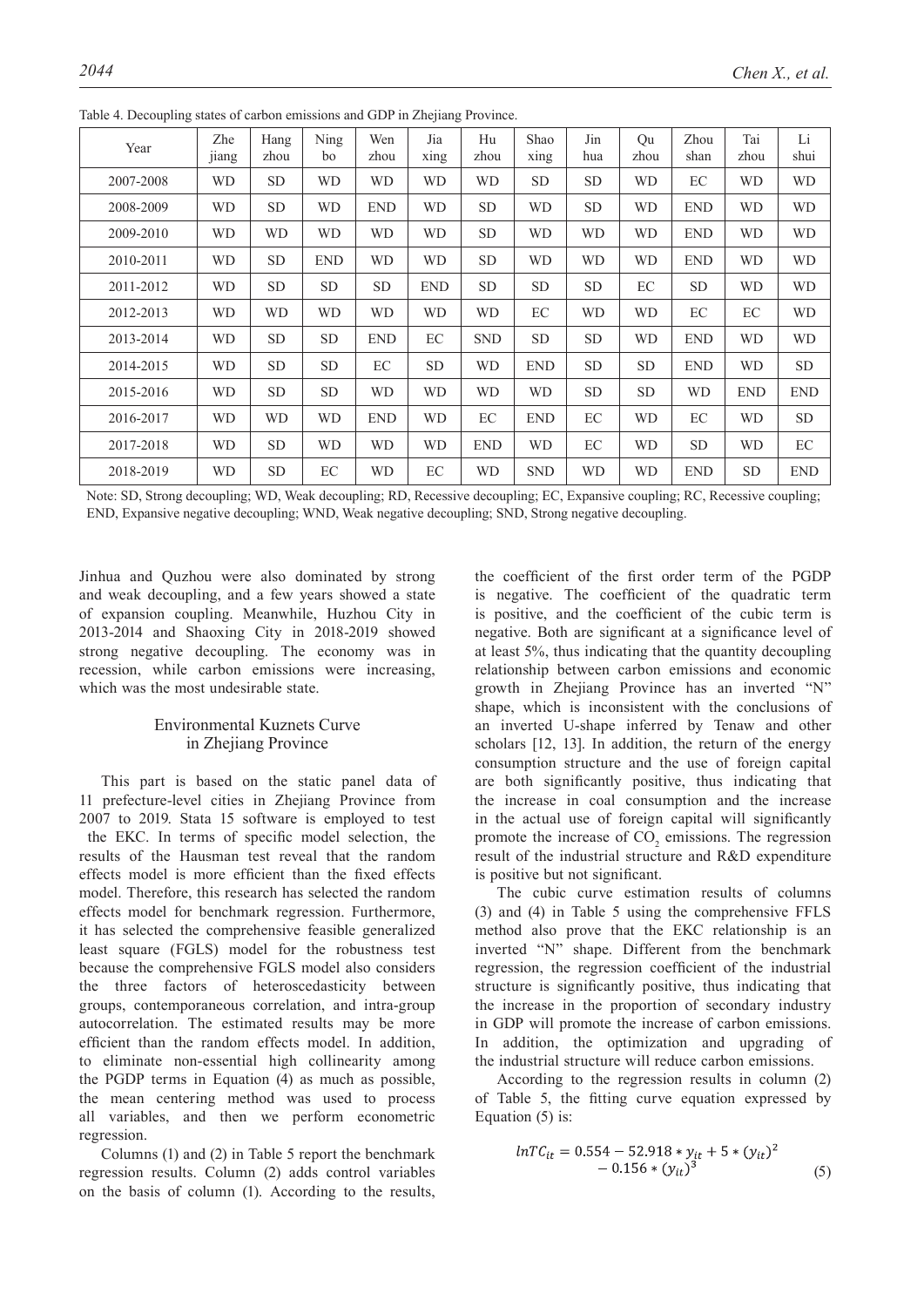Table 4. Decoupling states of carbon emissions and GDP in Zhejiang Province.

| Year | Zhe jiang | Hang zhou | Ning bo | Wen zhou | Jia xing | Hu zhou | Shao xing | Jin hua | Qu zhou | Zhou shan | Tai zhou | Li shui |
|---|---|---|---|---|---|---|---|---|---|---|---|---|
| 2007-2008 | WD | SD | WD | WD | WD | WD | SD | SD | WD | EC | WD | WD |
| 2008-2009 | WD | SD | WD | END | WD | SD | WD | SD | WD | END | WD | WD |
| 2009-2010 | WD | WD | WD | WD | WD | SD | WD | WD | WD | END | WD | WD |
| 2010-2011 | WD | SD | END | WD | WD | SD | WD | WD | WD | END | WD | WD |
| 2011-2012 | WD | SD | SD | SD | END | SD | SD | SD | EC | SD | WD | WD |
| 2012-2013 | WD | WD | WD | WD | WD | WD | EC | WD | WD | EC | EC | WD |
| 2013-2014 | WD | SD | SD | END | EC | SND | SD | SD | WD | END | WD | WD |
| 2014-2015 | WD | SD | SD | EC | SD | WD | END | SD | SD | END | WD | SD |
| 2015-2016 | WD | SD | SD | WD | WD | WD | WD | SD | SD | WD | END | END |
| 2016-2017 | WD | WD | WD | END | WD | EC | END | EC | WD | EC | WD | SD |
| 2017-2018 | WD | SD | WD | WD | WD | END | WD | EC | WD | SD | WD | EC |
| 2018-2019 | WD | SD | EC | WD | EC | WD | SND | WD | WD | END | SD | END |

Note: SD, Strong decoupling; WD, Weak decoupling; RD, Recessive decoupling; EC, Expansive coupling; RC, Recessive coupling; END, Expansive negative decoupling; WND, Weak negative decoupling; SND, Strong negative decoupling.

Jinhua and Quzhou were also dominated by strong and weak decoupling, and a few years showed a state of expansion coupling. Meanwhile, Huzhou City in 2013-2014 and Shaoxing City in 2018-2019 showed strong negative decoupling. The economy was in recession, while carbon emissions were increasing, which was the most undesirable state.

## Environmental Kuznets Curve in Zhejiang Province

This part is based on the static panel data of 11 prefecture-level cities in Zhejiang Province from 2007 to 2019. Stata 15 software is employed to test the EKC. In terms of specific model selection, the results of the Hausman test reveal that the random effects model is more efficient than the fixed effects model. Therefore, this research has selected the random effects model for benchmark regression. Furthermore, it has selected the comprehensive feasible generalized least square (FGLS) model for the robustness test because the comprehensive FGLS model also considers the three factors of heteroscedasticity between groups, contemporaneous correlation, and intra-group autocorrelation. The estimated results may be more efficient than the random effects model. In addition, to eliminate non-essential high collinearity among the PGDP terms in Equation (4) as much as possible, the mean centering method was used to process all variables, and then we perform econometric regression.

Columns (1) and (2) in Table 5 report the benchmark regression results. Column (2) adds control variables on the basis of column (1). According to the results, the coefficient of the first order term of the PGDP is negative. The coefficient of the quadratic term is positive, and the coefficient of the cubic term is negative. Both are significant at a significance level of at least 5%, thus indicating that the quantity decoupling relationship between carbon emissions and economic growth in Zhejiang Province has an inverted "N" shape, which is inconsistent with the conclusions of an inverted U-shape inferred by Tenaw and other scholars [12, 13]. In addition, the return of the energy consumption structure and the use of foreign capital are both significantly positive, thus indicating that the increase in coal consumption and the increase in the actual use of foreign capital will significantly promote the increase of $CO_2$ emissions. The regression result of the industrial structure and R&D expenditure is positive but not significant.

The cubic curve estimation results of columns (3) and (4) in Table 5 using the comprehensive FFLS method also prove that the EKC relationship is an inverted "N" shape. Different from the benchmark regression, the regression coefficient of the industrial structure is significantly positive, thus indicating that the increase in the proportion of secondary industry in GDP will promote the increase of carbon emissions. In addition, the optimization and upgrading of the industrial structure will reduce carbon emissions.

According to the regression results in column (2) of Table 5, the fitting curve equation expressed by Equation (5) is:

$$lnTC_{it} = 0.554 - 52.918 * y_{it} + 5 * (y_{it})^2 - 0.156 * (y_{it})^3 \tag{5}$$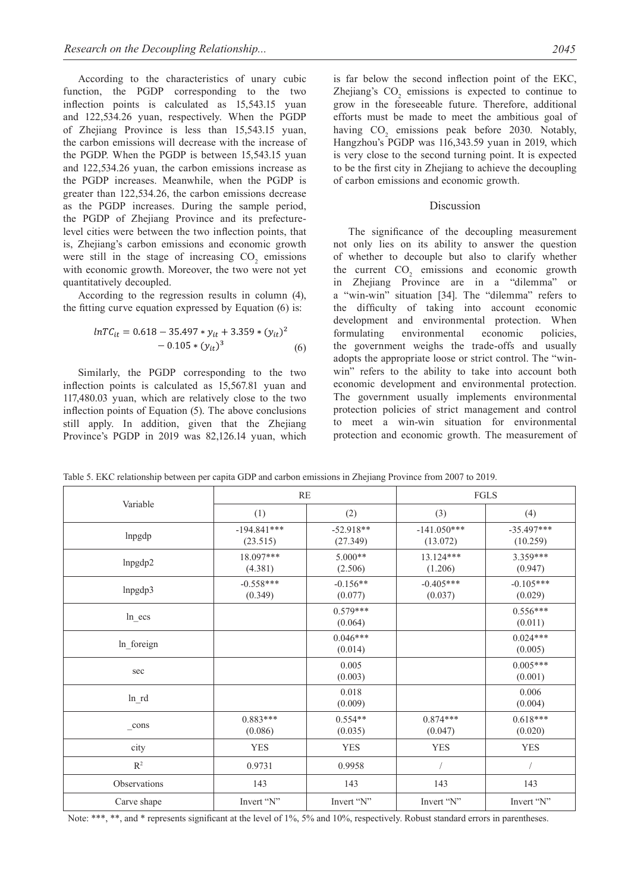According to the characteristics of unary cubic function, the PGDP corresponding to the two inflection points is calculated as 15,543.15 yuan and 122,534.26 yuan, respectively. When the PGDP of Zhejiang Province is less than 15,543.15 yuan, the carbon emissions will decrease with the increase of the PGDP. When the PGDP is between 15,543.15 yuan and 122,534.26 yuan, the carbon emissions increase as the PGDP increases. Meanwhile, when the PGDP is greater than 122,534.26, the carbon emissions decrease as the PGDP increases. During the sample period, the PGDP of Zhejiang Province and its prefecture-level cities were between the two inflection points, that is, Zhejiang's carbon emissions and economic growth were still in the stage of increasing $CO_2$ emissions with economic growth. Moreover, the two were not yet quantitatively decoupled.

According to the regression results in column (4), the fitting curve equation expressed by Equation (6) is:

$$lnTC_{it} = 0.618 - 35.497 * y_{it} + 3.359 * (y_{it})^2 - 0.105 * (y_{it})^3 \tag{6}$$

Similarly, the PGDP corresponding to the two inflection points is calculated as 15,567.81 yuan and 117,480.03 yuan, which are relatively close to the two inflection points of Equation (5). The above conclusions still apply. In addition, given that the Zhejiang Province's PGDP in 2019 was 82,126.14 yuan, which is far below the second inflection point of the EKC, Zhejiang's $CO_2$ emissions is expected to continue to grow in the foreseeable future. Therefore, additional efforts must be made to meet the ambitious goal of having $CO_2$ emissions peak before 2030. Notably, Hangzhou's PGDP was 116,343.59 yuan in 2019, which is very close to the second turning point. It is expected to be the first city in Zhejiang to achieve the decoupling of carbon emissions and economic growth.

## Discussion

The significance of the decoupling measurement not only lies on its ability to answer the question of whether to decouple but also to clarify whether the current $CO_2$ emissions and economic growth in Zhejiang Province are in a "dilemma" or a "win-win" situation [34]. The "dilemma" refers to the difficulty of taking into account economic development and environmental protection. When formulating environmental economic policies, the government weighs the trade-offs and usually adopts the appropriate loose or strict control. The "win-win" refers to the ability to take into account both economic development and environmental protection. The government usually implements environmental protection policies of strict management and control to meet a win-win situation for environmental protection and economic growth. The measurement of

Table 5. EKC relationship between per capita GDP and carbon emissions in Zhejiang Province from 2007 to 2019.

| Variable | RE | | FGLS | |
|---|---|---|---|---|
| | (1) | (2) | (3) | (4) |
| lnpgdp | -194.841***<br>(23.515) | -52.918**<br>(27.349) | -141.050***<br>(13.072) | -35.497***<br>(10.259) |
| lnpgdp2 | 18.097***<br>(4.381) | 5.000**<br>(2.506) | 13.124***<br>(1.206) | 3.359***<br>(0.947) |
| lnpgdp3 | -0.558***<br>(0.349) | -0.156**<br>(0.077) | -0.405***<br>(0.037) | -0.105***<br>(0.029) |
| ln_ecs | | 0.579***<br>(0.064) | | 0.556***<br>(0.011) |
| ln_foreign | | 0.046***<br>(0.014) | | 0.024***<br>(0.005) |
| sec | | 0.005<br>(0.003) | | 0.005***<br>(0.001) |
| ln_rd | | 0.018<br>(0.009) | | 0.006<br>(0.004) |
| _cons | 0.883***<br>(0.086) | 0.554**<br>(0.035) | 0.874***<br>(0.047) | 0.618***<br>(0.020) |
| city | YES | YES | YES | YES |
| $R^2$ | 0.9731 | 0.9958 | / | / |
| Observations | 143 | 143 | 143 | 143 |
| Carve shape | Invert "N" | Invert "N" | Invert "N" | Invert "N" |

Note: ***, **, and * represents significant at the level of 1%, 5% and 10%, respectively. Robust standard errors in parentheses.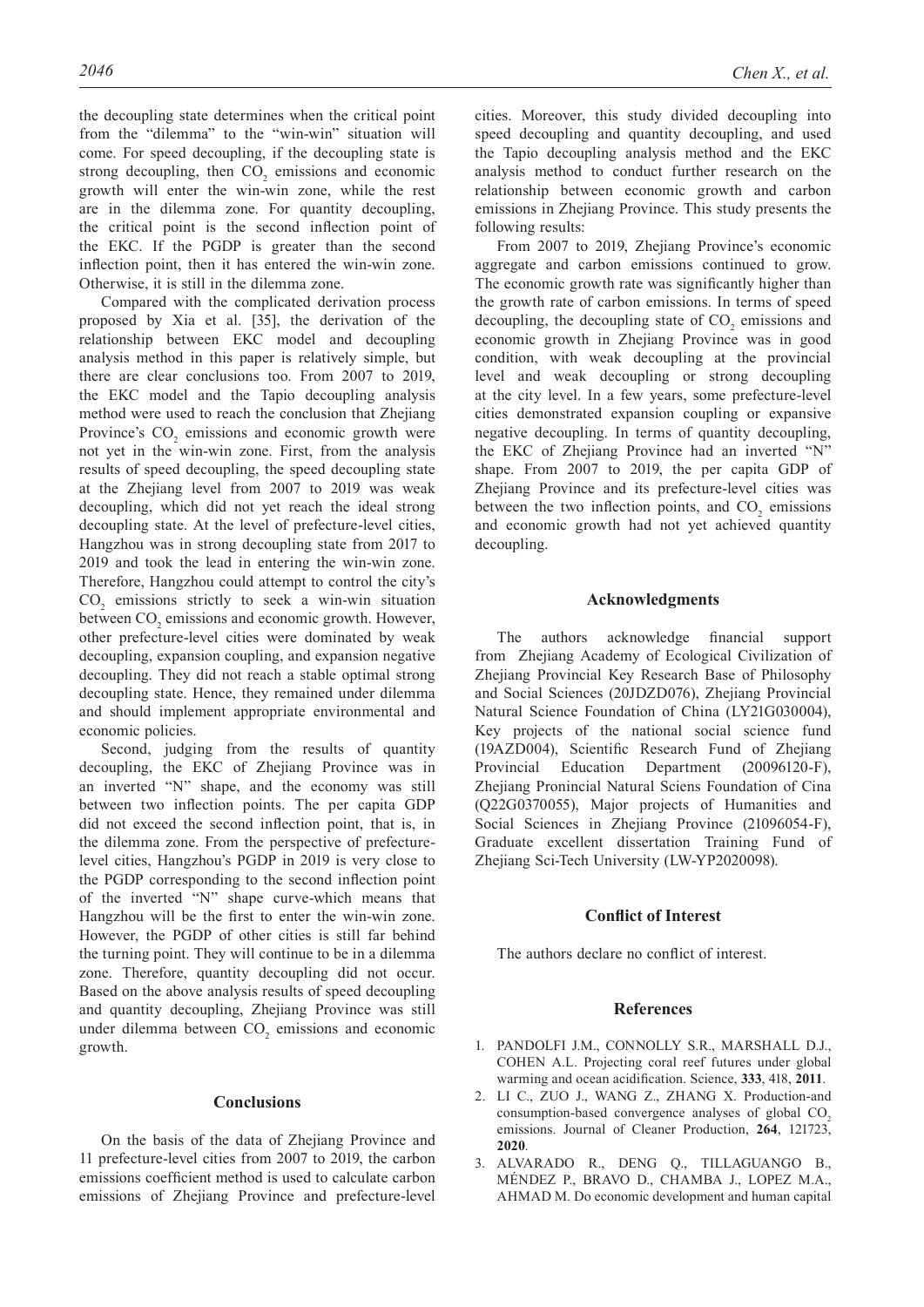the decoupling state determines when the critical point from the "dilemma" to the "win-win" situation will come. For speed decoupling, if the decoupling state is strong decoupling, then $CO_2$ emissions and economic growth will enter the win-win zone, while the rest are in the dilemma zone. For quantity decoupling, the critical point is the second inflection point of the EKC. If the PGDP is greater than the second inflection point, then it has entered the win-win zone. Otherwise, it is still in the dilemma zone.

Compared with the complicated derivation process proposed by Xia et al. [35], the derivation of the relationship between EKC model and decoupling analysis method in this paper is relatively simple, but there are clear conclusions too. From 2007 to 2019, the EKC model and the Tapio decoupling analysis method were used to reach the conclusion that Zhejiang Province's $CO_2$ emissions and economic growth were not yet in the win-win zone. First, from the analysis results of speed decoupling, the speed decoupling state at the Zhejiang level from 2007 to 2019 was weak decoupling, which did not yet reach the ideal strong decoupling state. At the level of prefecture-level cities, Hangzhou was in strong decoupling state from 2017 to 2019 and took the lead in entering the win-win zone. Therefore, Hangzhou could attempt to control the city's $CO_2$ emissions strictly to seek a win-win situation between $CO_2$ emissions and economic growth. However, other prefecture-level cities were dominated by weak decoupling, expansion coupling, and expansion negative decoupling. They did not reach a stable optimal strong decoupling state. Hence, they remained under dilemma and should implement appropriate environmental and economic policies.

Second, judging from the results of quantity decoupling, the EKC of Zhejiang Province was in an inverted "N" shape, and the economy was still between two inflection points. The per capita GDP did not exceed the second inflection point, that is, in the dilemma zone. From the perspective of prefecture-level cities, Hangzhou's PGDP in 2019 is very close to the PGDP corresponding to the second inflection point of the inverted "N" shape curve-which means that Hangzhou will be the first to enter the win-win zone. However, the PGDP of other cities is still far behind the turning point. They will continue to be in a dilemma zone. Therefore, quantity decoupling did not occur. Based on the above analysis results of speed decoupling and quantity decoupling, Zhejiang Province was still under dilemma between $CO_2$ emissions and economic growth.

## Conclusions

On the basis of the data of Zhejiang Province and 11 prefecture-level cities from 2007 to 2019, the carbon emissions coefficient method is used to calculate carbon emissions of Zhejiang Province and prefecture-level cities. Moreover, this study divided decoupling into speed decoupling and quantity decoupling, and used the Tapio decoupling analysis method and the EKC analysis method to conduct further research on the relationship between economic growth and carbon emissions in Zhejiang Province. This study presents the following results:

From 2007 to 2019, Zhejiang Province's economic aggregate and carbon emissions continued to grow. The economic growth rate was significantly higher than the growth rate of carbon emissions. In terms of speed decoupling, the decoupling state of $CO_2$ emissions and economic growth in Zhejiang Province was in good condition, with weak decoupling at the provincial level and weak decoupling or strong decoupling at the city level. In a few years, some prefecture-level cities demonstrated expansion coupling or expansive negative decoupling. In terms of quantity decoupling, the EKC of Zhejiang Province had an inverted "N" shape. From 2007 to 2019, the per capita GDP of Zhejiang Province and its prefecture-level cities was between the two inflection points, and $CO_2$ emissions and economic growth had not yet achieved quantity decoupling.

## Acknowledgments

The authors acknowledge financial support from Zhejiang Academy of Ecological Civilization of Zhejiang Provincial Key Research Base of Philosophy and Social Sciences (20JDZD076), Zhejiang Provincial Natural Science Foundation of China (LY21G030004), Key projects of the national social science fund (19AZD004), Scientific Research Fund of Zhejiang Provincial Education Department (20096120-F), Zhejiang Proninicial Natural Sciens Foundation of Cina (Q22G0370055), Major projects of Humanities and Social Sciences in Zhejiang Province (21096054-F), Graduate excellent dissertation Training Fund of Zhejiang Sci-Tech University (LW-YP2020098).

## Conflict of Interest

The authors declare no conflict of interest.

## References

1. PANDOLFI J.M., CONNOLLY S.R., MARSHALL D.J., COHEN A.L. Projecting coral reef futures under global warming and ocean acidification. Science, **333**, 418, **2011**.
2. LI C., ZUO J., WANG Z., ZHANG X. Production-and consumption-based convergence analyses of global $CO_2$ emissions. Journal of Cleaner Production, **264**, 121723, **2020**.
3. ALVARADO R., DENG Q., TILLAGUANGO B., MÉNDEZ P., BRAVO D., CHAMBA J., LOPEZ M.A., AHMAD M. Do economic development and human capital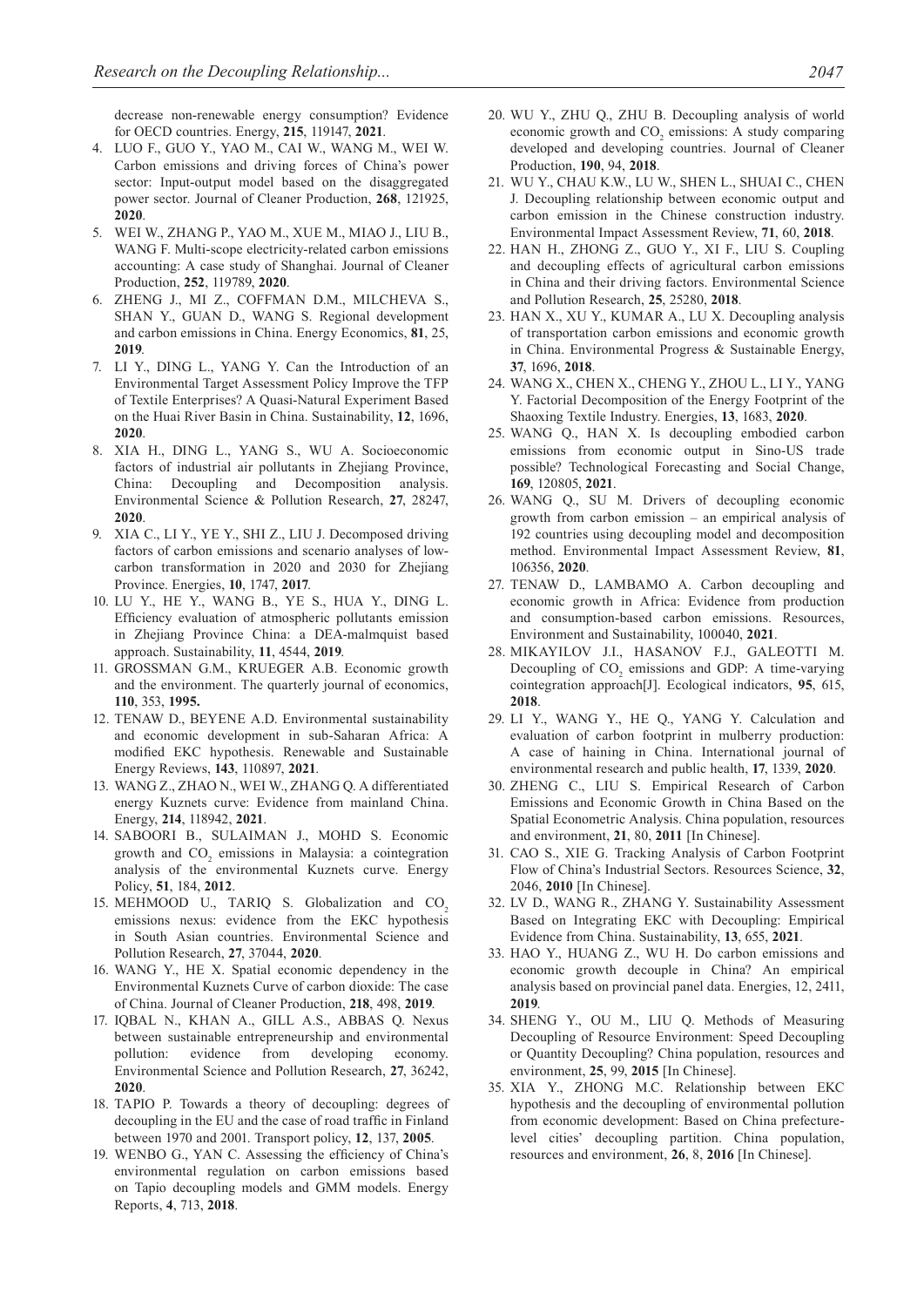decrease non-renewable energy consumption? Evidence for OECD countries. Energy, **215**, 119147, **2021**.

4. LUO F., GUO Y., YAO M., CAI W., WANG M., WEI W. Carbon emissions and driving forces of China's power sector: Input-output model based on the disaggregated power sector. Journal of Cleaner Production, **268**, 121925, **2020**.
5. WEI W., ZHANG P., YAO M., XUE M., MIAO J., LIU B., WANG F. Multi-scope electricity-related carbon emissions accounting: A case study of Shanghai. Journal of Cleaner Production, **252**, 119789, **2020**.
6. ZHENG J., MI Z., COFFMAN D.M., MILCHEVA S., SHAN Y., GUAN D., WANG S. Regional development and carbon emissions in China. Energy Economics, **81**, 25, **2019**.
7. LI Y., DING L., YANG Y. Can the Introduction of an Environmental Target Assessment Policy Improve the TFP of Textile Enterprises? A Quasi-Natural Experiment Based on the Huai River Basin in China. Sustainability, **12**, 1696, **2020**.
8. XIA H., DING L., YANG S., WU A. Socioeconomic factors of industrial air pollutants in Zhejiang Province, China: Decoupling and Decomposition analysis. Environmental Science & Pollution Research, **27**, 28247, **2020**.
9. XIA C., LI Y., YE Y., SHI Z., LIU J. Decomposed driving factors of carbon emissions and scenario analyses of low-carbon transformation in 2020 and 2030 for Zhejiang Province. Energies, **10**, 1747, **2017**.
10. LU Y., HE Y., WANG B., YE S., HUA Y., DING L. Efficiency evaluation of atmospheric pollutants emission in Zhejiang Province China: a DEA-malmquist based approach. Sustainability, **11**, 4544, **2019**.
11. GROSSMAN G.M., KRUEGER A.B. Economic growth and the environment. The quarterly journal of economics, **110**, 353, **1995.**
12. TENAW D., BEYENE A.D. Environmental sustainability and economic development in sub-Saharan Africa: A modified EKC hypothesis. Renewable and Sustainable Energy Reviews, **143**, 110897, **2021**.
13. WANG Z., ZHAO N., WEI W., ZHANG Q. A differentiated energy Kuznets curve: Evidence from mainland China. Energy, **214**, 118942, **2021**.
14. SABOORI B., SULAIMAN J., MOHD S. Economic growth and $CO_2$ emissions in Malaysia: a cointegration analysis of the environmental Kuznets curve. Energy Policy, **51**, 184, **2012**.
15. MEHMOOD U., TARIQ S. Globalization and $CO_2$ emissions nexus: evidence from the EKC hypothesis in South Asian countries. Environmental Science and Pollution Research, **27**, 37044, **2020**.
16. WANG Y., HE X. Spatial economic dependency in the Environmental Kuznets Curve of carbon dioxide: The case of China. Journal of Cleaner Production, **218**, 498, **2019**.
17. IQBAL N., KHAN A., GILL A.S., ABBAS Q. Nexus between sustainable entrepreneurship and environmental pollution: evidence from developing economy. Environmental Science and Pollution Research, **27**, 36242, **2020**.
18. TAPIO P. Towards a theory of decoupling: degrees of decoupling in the EU and the case of road traffic in Finland between 1970 and 2001. Transport policy, **12**, 137, **2005**.
19. WENBO G., YAN C. Assessing the efficiency of China's environmental regulation on carbon emissions based on Tapio decoupling models and GMM models. Energy Reports, **4**, 713, **2018**.
20. WU Y., ZHU Q., ZHU B. Decoupling analysis of world economic growth and $CO_2$ emissions: A study comparing developed and developing countries. Journal of Cleaner Production, **190**, 94, **2018**.
21. WU Y., CHAU K.W., LU W., SHEN L., SHUAI C., CHEN J. Decoupling relationship between economic output and carbon emission in the Chinese construction industry. Environmental Impact Assessment Review, **71**, 60, **2018**.
22. HAN H., ZHONG Z., GUO Y., XI F., LIU S. Coupling and decoupling effects of agricultural carbon emissions in China and their driving factors. Environmental Science and Pollution Research, **25**, 25280, **2018**.
23. HAN X., XU Y., KUMAR A., LU X. Decoupling analysis of transportation carbon emissions and economic growth in China. Environmental Progress & Sustainable Energy, **37**, 1696, **2018**.
24. WANG X., CHEN X., CHENG Y., ZHOU L., LI Y., YANG Y. Factorial Decomposition of the Energy Footprint of the Shaoxing Textile Industry. Energies, **13**, 1683, **2020**.
25. WANG Q., HAN X. Is decoupling embodied carbon emissions from economic output in Sino-US trade possible? Technological Forecasting and Social Change, **169**, 120805, **2021**.
26. WANG Q., SU M. Drivers of decoupling economic growth from carbon emission – an empirical analysis of 192 countries using decoupling model and decomposition method. Environmental Impact Assessment Review, **81**, 106356, **2020**.
27. TENAW D., LAMBAMO A. Carbon decoupling and economic growth in Africa: Evidence from production and consumption-based carbon emissions. Resources, Environment and Sustainability, 100040, **2021**.
28. MIKAYILOV J.I., HASANOV F.J., GALEOTTI M. Decoupling of $CO_2$ emissions and GDP: A time-varying cointegration approach[J]. Ecological indicators, **95**, 615, **2018**.
29. LI Y., WANG Y., HE Q., YANG Y. Calculation and evaluation of carbon footprint in mulberry production: A case of haining in China. International journal of environmental research and public health, **17**, 1339, **2020**.
30. ZHENG C., LIU S. Empirical Research of Carbon Emissions and Economic Growth in China Based on the Spatial Econometric Analysis. China population, resources and environment, **21**, 80, **2011** [In Chinese].
31. CAO S., XIE G. Tracking Analysis of Carbon Footprint Flow of China's Industrial Sectors. Resources Science, **32**, 2046, **2010** [In Chinese].
32. LV D., WANG R., ZHANG Y. Sustainability Assessment Based on Integrating EKC with Decoupling: Empirical Evidence from China. Sustainability, **13**, 655, **2021**.
33. HAO Y., HUANG Z., WU H. Do carbon emissions and economic growth decouple in China? An empirical analysis based on provincial panel data. Energies, 12, 2411, **2019**.
34. SHENG Y., OU M., LIU Q. Methods of Measuring Decoupling of Resource Environment: Speed Decoupling or Quantity Decoupling? China population, resources and environment, **25**, 99, **2015** [In Chinese].
35. XIA Y., ZHONG M.C. Relationship between EKC hypothesis and the decoupling of environmental pollution from economic development: Based on China prefecture-level cities' decoupling partition. China population, resources and environment, **26**, 8, **2016** [In Chinese].